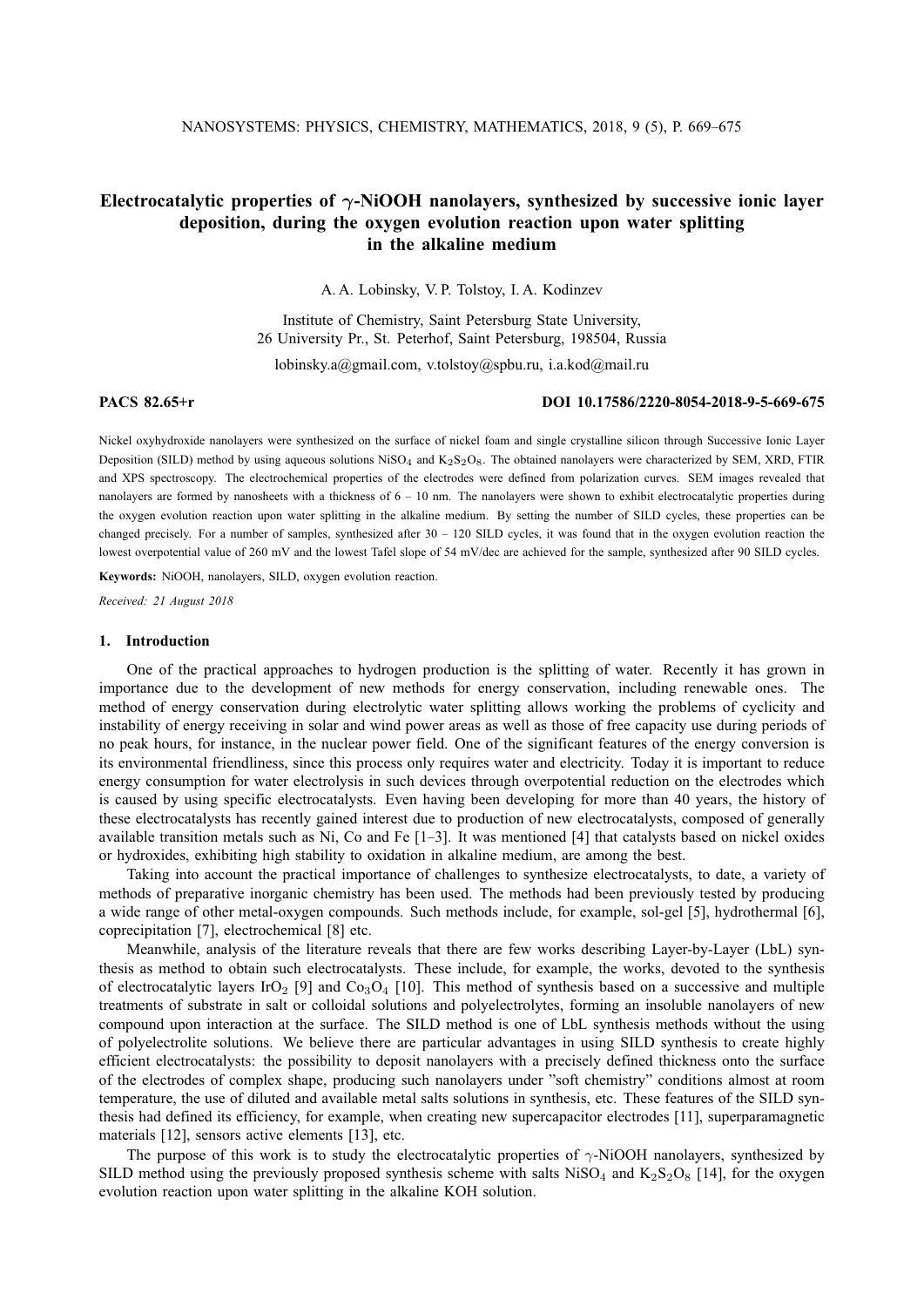# Electrocatalytic properties of $\gamma$-NiOOH nanolayers, synthesized by successive ionic layer deposition, during the oxygen evolution reaction upon water splitting in the alkaline medium

A. A. Lobinsky, V. P. Tolstoy, I. A. Kodinzev

Institute of Chemistry, Saint Petersburg State University,
26 University Pr., St. Peterhof, Saint Petersburg, 198504, Russia

lobinsky.a@gmail.com, v.tolstoy@spbu.ru, i.a.kod@mail.ru

**PACS 82.65+r** **DOI 10.17586/2220-8054-2018-9-5-669-675**

Nickel oxyhydroxide nanolayers were synthesized on the surface of nickel foam and single crystalline silicon through Successive Ionic Layer Deposition (SILD) method by using aqueous solutions $NiSO_4$ and $K_2S_2O_8$. The obtained nanolayers were characterized by SEM, XRD, FTIR and XPS spectroscopy. The electrochemical properties of the electrodes were defined from polarization curves. SEM images revealed that nanolayers are formed by nanosheets with a thickness of 6 – 10 nm. The nanolayers were shown to exhibit electrocatalytic properties during the oxygen evolution reaction upon water splitting in the alkaline medium. By setting the number of SILD cycles, these properties can be changed precisely. For a number of samples, synthesized after 30 – 120 SILD cycles, it was found that in the oxygen evolution reaction the lowest overpotential value of 260 mV and the lowest Tafel slope of 54 mV/dec are achieved for the sample, synthesized after 90 SILD cycles.

**Keywords:** NiOOH, nanolayers, SILD, oxygen evolution reaction.

*Received: 21 August 2018*

## 1. Introduction

One of the practical approaches to hydrogen production is the splitting of water. Recently it has grown in importance due to the development of new methods for energy conservation, including renewable ones. The method of energy conservation during electrolytic water splitting allows working the problems of cyclicity and instability of energy receiving in solar and wind power areas as well as those of free capacity use during periods of no peak hours, for instance, in the nuclear power field. One of the significant features of the energy conversion is its environmental friendliness, since this process only requires water and electricity. Today it is important to reduce energy consumption for water electrolysis in such devices through overpotential reduction on the electrodes which is caused by using specific electrocatalysts. Even having been developing for more than 40 years, the history of these electrocatalysts has recently gained interest due to production of new electrocatalysts, composed of generally available transition metals such as Ni, Co and Fe [1–3]. It was mentioned [4] that catalysts based on nickel oxides or hydroxides, exhibiting high stability to oxidation in alkaline medium, are among the best.

Taking into account the practical importance of challenges to synthesize electrocatalysts, to date, a variety of methods of preparative inorganic chemistry has been used. The methods had been previously tested by producing a wide range of other metal-oxygen compounds. Such methods include, for example, sol-gel [5], hydrothermal [6], coprecipitation [7], electrochemical [8] etc.

Meanwhile, analysis of the literature reveals that there are few works describing Layer-by-Layer (LbL) synthesis as method to obtain such electrocatalysts. These include, for example, the works, devoted to the synthesis of electrocatalytic layers $IrO_2$ [9] and $Co_3O_4$ [10]. This method of synthesis based on a successive and multiple treatments of substrate in salt or colloidal solutions and polyelectrolytes, forming an insoluble nanolayers of new compound upon interaction at the surface. The SILD method is one of LbL synthesis methods without the using of polyelectrolite solutions. We believe there are particular advantages in using SILD synthesis to create highly efficient electrocatalysts: the possibility to deposit nanolayers with a precisely defined thickness onto the surface of the electrodes of complex shape, producing such nanolayers under "soft chemistry" conditions almost at room temperature, the use of diluted and available metal salts solutions in synthesis, etc. These features of the SILD synthesis had defined its efficiency, for example, when creating new supercapacitor electrodes [11], superparamagnetic materials [12], sensors active elements [13], etc.

The purpose of this work is to study the electrocatalytic properties of $\gamma$-NiOOH nanolayers, synthesized by SILD method using the previously proposed synthesis scheme with salts $NiSO_4$ and $K_2S_2O_8$ [14], for the oxygen evolution reaction upon water splitting in the alkaline KOH solution.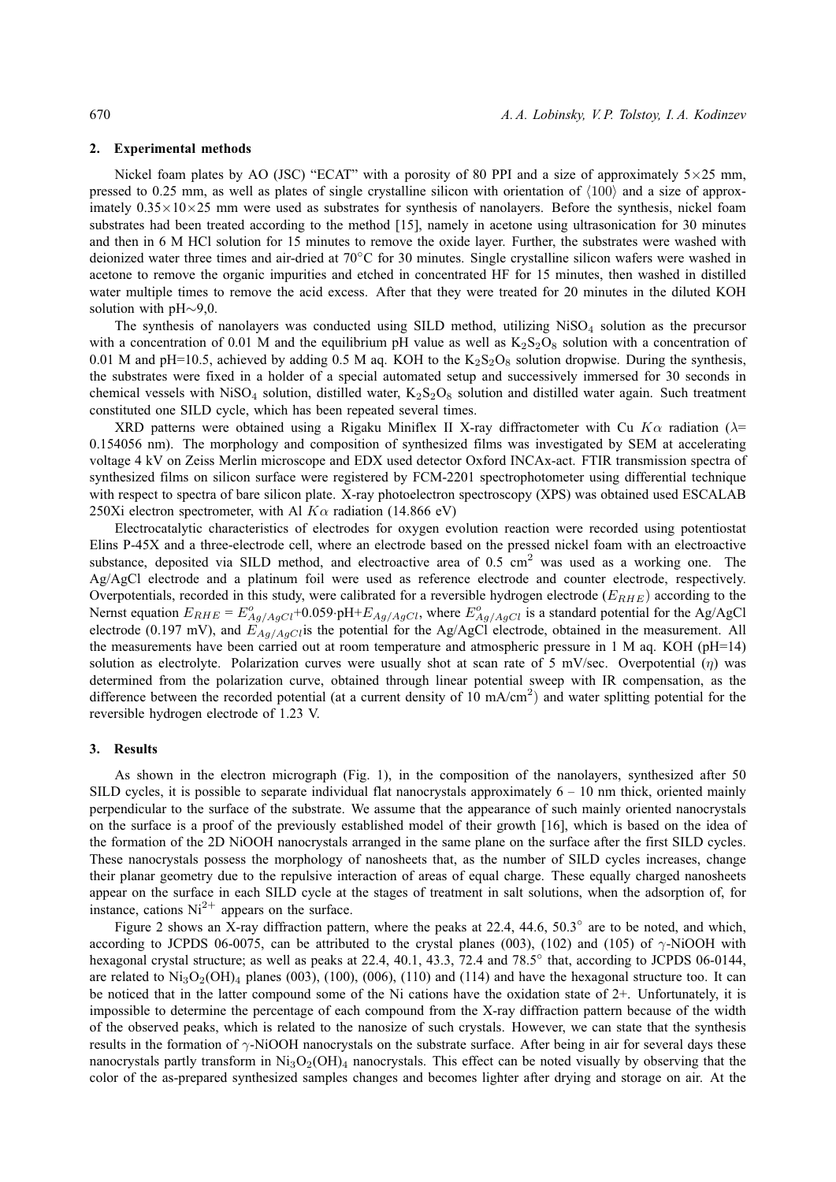## 2. Experimental methods

Nickel foam plates by AO (JSC) "ECAT" with a porosity of 80 PPI and a size of approximately 5×25 mm, pressed to 0.25 mm, as well as plates of single crystalline silicon with orientation of ⟨100⟩ and a size of approximately 0.35×10×25 mm were used as substrates for synthesis of nanolayers. Before the synthesis, nickel foam substrates had been treated according to the method [15], namely in acetone using ultrasonication for 30 minutes and then in 6 M HCl solution for 15 minutes to remove the oxide layer. Further, the substrates were washed with deionized water three times and air-dried at 70°C for 30 minutes. Single crystalline silicon wafers were washed in acetone to remove the organic impurities and etched in concentrated HF for 15 minutes, then washed in distilled water multiple times to remove the acid excess. After that they were treated for 20 minutes in the diluted KOH solution with pH∼9,0.

The synthesis of nanolayers was conducted using SILD method, utilizing $NiSO_4$ solution as the precursor with a concentration of 0.01 M and the equilibrium pH value as well as $K_2S_2O_8$ solution with a concentration of 0.01 M and pH=10.5, achieved by adding 0.5 M aq. KOH to the $K_2S_2O_8$ solution dropwise. During the synthesis, the substrates were fixed in a holder of a special automated setup and successively immersed for 30 seconds in chemical vessels with $NiSO_4$ solution, distilled water, $K_2S_2O_8$ solution and distilled water again. Such treatment constituted one SILD cycle, which has been repeated several times.

XRD patterns were obtained using a Rigaku Miniflex II X-ray diffractometer with Cu $K\alpha$ radiation ($\lambda$= 0.154056 nm). The morphology and composition of synthesized films was investigated by SEM at accelerating voltage 4 kV on Zeiss Merlin microscope and EDX used detector Oxford INCAx-act. FTIR transmission spectra of synthesized films on silicon surface were registered by FCM-2201 spectrophotometer using differential technique with respect to spectra of bare silicon plate. X-ray photoelectron spectroscopy (XPS) was obtained used ESCALAB 250Xi electron spectrometer, with Al $K\alpha$ radiation (14.866 eV)

Electrocatalytic characteristics of electrodes for oxygen evolution reaction were recorded using potentiostat Elins P-45X and a three-electrode cell, where an electrode based on the pressed nickel foam with an electroactive substance, deposited via SILD method, and electroactive area of 0.5 $cm^2$ was used as a working one. The Ag/AgCl electrode and a platinum foil were used as reference electrode and counter electrode, respectively. Overpotentials, recorded in this study, were calibrated for a reversible hydrogen electrode ($E_{RHE}$) according to the Nernst equation $E_{RHE} = E^o_{Ag/AgCl}+0.059\cdot\text{pH}+E_{Ag/AgCl}$, where $E^o_{Ag/AgCl}$ is a standard potential for the Ag/AgCl electrode (0.197 mV), and $E_{Ag/AgCl}$is the potential for the Ag/AgCl electrode, obtained in the measurement. All the measurements have been carried out at room temperature and atmospheric pressure in 1 M aq. KOH (pH=14) solution as electrolyte. Polarization curves were usually shot at scan rate of 5 mV/sec. Overpotential ($\eta$) was determined from the polarization curve, obtained through linear potential sweep with IR compensation, as the difference between the recorded potential (at a current density of 10 mA/$cm^2$) and water splitting potential for the reversible hydrogen electrode of 1.23 V.

## 3. Results

As shown in the electron micrograph (Fig. 1), in the composition of the nanolayers, synthesized after 50 SILD cycles, it is possible to separate individual flat nanocrystals approximately 6 – 10 nm thick, oriented mainly perpendicular to the surface of the substrate. We assume that the appearance of such mainly oriented nanocrystals on the surface is a proof of the previously established model of their growth [16], which is based on the idea of the formation of the 2D NiOOH nanocrystals arranged in the same plane on the surface after the first SILD cycles. These nanocrystals possess the morphology of nanosheets that, as the number of SILD cycles increases, change their planar geometry due to the repulsive interaction of areas of equal charge. These equally charged nanosheets appear on the surface in each SILD cycle at the stages of treatment in salt solutions, when the adsorption of, for instance, cations $Ni^{2+}$ appears on the surface.

Figure 2 shows an X-ray diffraction pattern, where the peaks at 22.4, 44.6, 50.3° are to be noted, and which, according to JCPDS 06-0075, can be attributed to the crystal planes (003), (102) and (105) of $\gamma$-NiOOH with hexagonal crystal structure; as well as peaks at 22.4, 40.1, 43.3, 72.4 and 78.5° that, according to JCPDS 06-0144, are related to $Ni_3O_2(OH)_4$ planes (003), (100), (006), (110) and (114) and have the hexagonal structure too. It can be noticed that in the latter compound some of the Ni cations have the oxidation state of 2+. Unfortunately, it is impossible to determine the percentage of each compound from the X-ray diffraction pattern because of the width of the observed peaks, which is related to the nanosize of such crystals. However, we can state that the synthesis results in the formation of $\gamma$-NiOOH nanocrystals on the substrate surface. After being in air for several days these nanocrystals partly transform in $Ni_3O_2(OH)_4$ nanocrystals. This effect can be noted visually by observing that the color of the as-prepared synthesized samples changes and becomes lighter after drying and storage on air. At the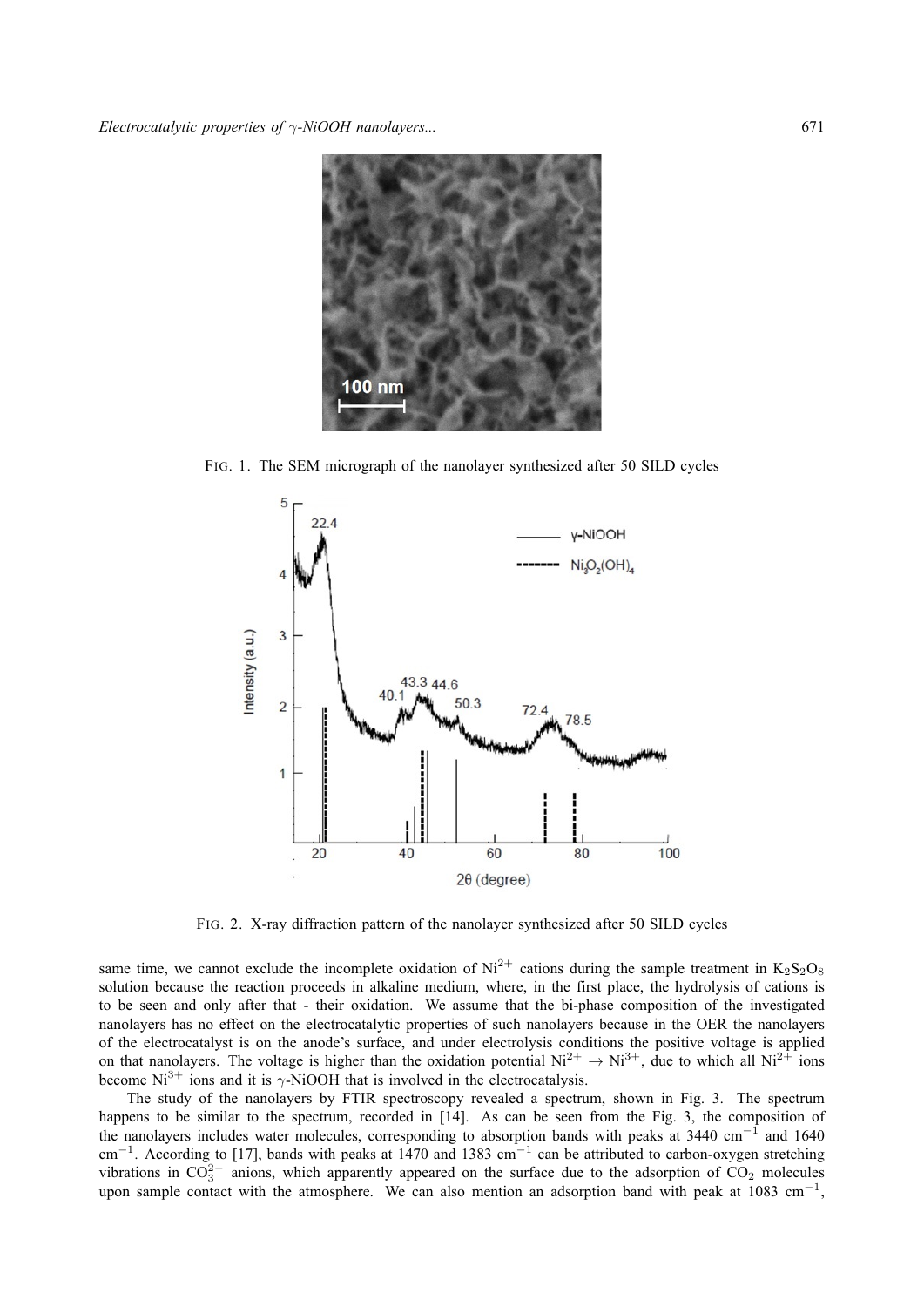FIG. 1. The SEM micrograph of the nanolayer synthesized after 50 SILD cycles

FIG. 2. X-ray diffraction pattern of the nanolayer synthesized after 50 SILD cycles

same time, we cannot exclude the incomplete oxidation of $Ni^{2+}$ cations during the sample treatment in $K_2S_2O_8$ solution because the reaction proceeds in alkaline medium, where, in the first place, the hydrolysis of cations is to be seen and only after that - their oxidation. We assume that the bi-phase composition of the investigated nanolayers has no effect on the electrocatalytic properties of such nanolayers because in the OER the nanolayers of the electrocatalyst is on the anode's surface, and under electrolysis conditions the positive voltage is applied on that nanolayers. The voltage is higher than the oxidation potential $Ni^{2+} \rightarrow Ni^{3+}$, due to which all $Ni^{2+}$ ions become $Ni^{3+}$ ions and it is $\gamma$-NiOOH that is involved in the electrocatalysis.

The study of the nanolayers by FTIR spectroscopy revealed a spectrum, shown in Fig. 3. The spectrum happens to be similar to the spectrum, recorded in [14]. As can be seen from the Fig. 3, the composition of the nanolayers includes water molecules, corresponding to absorption bands with peaks at 3440 $cm^{-1}$ and 1640 $cm^{-1}$. According to [17], bands with peaks at 1470 and 1383 $cm^{-1}$ can be attributed to carbon-oxygen stretching vibrations in $CO_3^{2-}$ anions, which apparently appeared on the surface due to the adsorption of $CO_2$ molecules upon sample contact with the atmosphere. We can also mention an adsorption band with peak at 1083 $cm^{-1}$,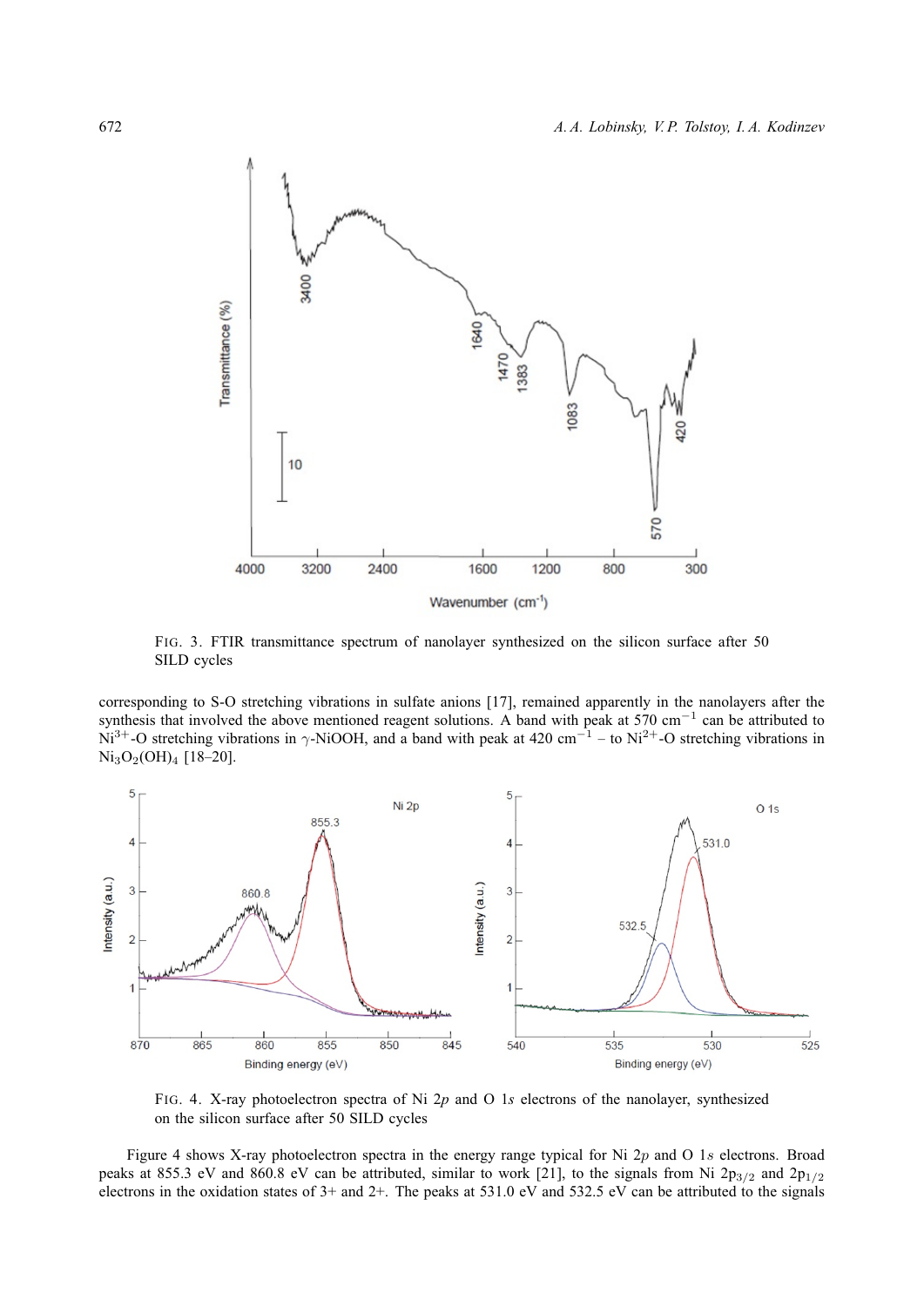FIG. 3. FTIR transmittance spectrum of nanolayer synthesized on the silicon surface after 50 SILD cycles

corresponding to S-O stretching vibrations in sulfate anions [17], remained apparently in the nanolayers after the synthesis that involved the above mentioned reagent solutions. A band with peak at 570 $cm^{-1}$ can be attributed to $Ni^{3+}$-O stretching vibrations in $\gamma$-NiOOH, and a band with peak at 420 $cm^{-1}$ – to $Ni^{2+}$-O stretching vibrations in $Ni_3O_2(OH)_4$ [18–20].

FIG. 4. X-ray photoelectron spectra of Ni 2*p* and O 1*s* electrons of the nanolayer, synthesized on the silicon surface after 50 SILD cycles

Figure 4 shows X-ray photoelectron spectra in the energy range typical for Ni 2*p* and O 1*s* electrons. Broad peaks at 855.3 eV and 860.8 eV can be attributed, similar to work [21], to the signals from Ni $2p_{3/2}$ and $2p_{1/2}$ electrons in the oxidation states of 3+ and 2+. The peaks at 531.0 eV and 532.5 eV can be attributed to the signals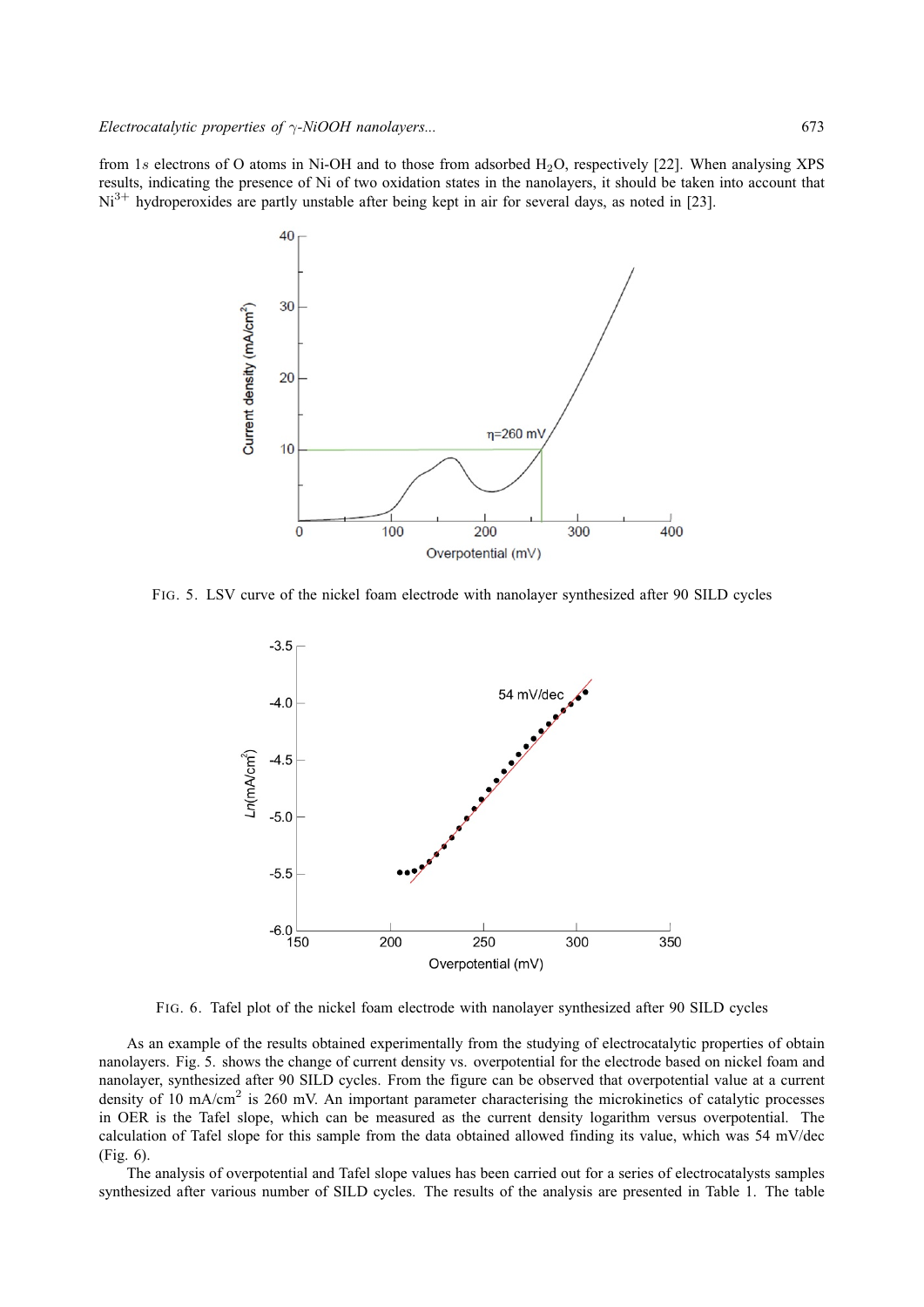from 1*s* electrons of O atoms in Ni-OH and to those from adsorbed $H_2O$, respectively [22]. When analysing XPS results, indicating the presence of Ni of two oxidation states in the nanolayers, it should be taken into account that $Ni^{3+}$ hydroperoxides are partly unstable after being kept in air for several days, as noted in [23].

FIG. 5. LSV curve of the nickel foam electrode with nanolayer synthesized after 90 SILD cycles

FIG. 6. Tafel plot of the nickel foam electrode with nanolayer synthesized after 90 SILD cycles

As an example of the results obtained experimentally from the studying of electrocatalytic properties of obtain nanolayers. Fig. 5. shows the change of current density vs. overpotential for the electrode based on nickel foam and nanolayer, synthesized after 90 SILD cycles. From the figure can be observed that overpotential value at a current density of 10 mA/cm$^2$ is 260 mV. An important parameter characterising the microkinetics of catalytic processes in OER is the Tafel slope, which can be measured as the current density logarithm versus overpotential. The calculation of Tafel slope for this sample from the data obtained allowed finding its value, which was 54 mV/dec (Fig. 6).

The analysis of overpotential and Tafel slope values has been carried out for a series of electrocatalysts samples synthesized after various number of SILD cycles. The results of the analysis are presented in Table 1. The table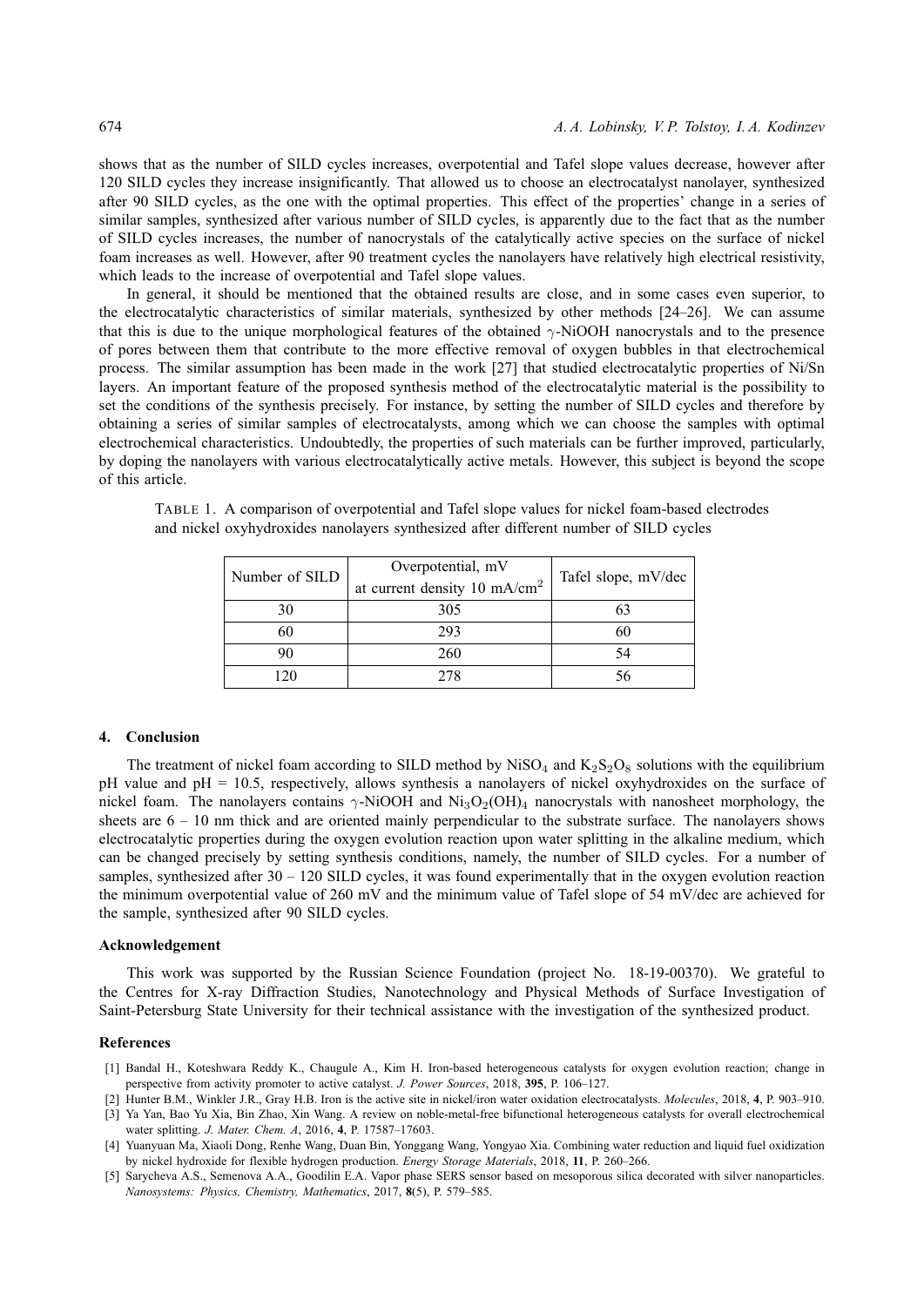shows that as the number of SILD cycles increases, overpotential and Tafel slope values decrease, however after 120 SILD cycles they increase insignificantly. That allowed us to choose an electrocatalyst nanolayer, synthesized after 90 SILD cycles, as the one with the optimal properties. This effect of the properties' change in a series of similar samples, synthesized after various number of SILD cycles, is apparently due to the fact that as the number of SILD cycles increases, the number of nanocrystals of the catalytically active species on the surface of nickel foam increases as well. However, after 90 treatment cycles the nanolayers have relatively high electrical resistivity, which leads to the increase of overpotential and Tafel slope values.

In general, it should be mentioned that the obtained results are close, and in some cases even superior, to the electrocatalytic characteristics of similar materials, synthesized by other methods [24–26]. We can assume that this is due to the unique morphological features of the obtained $\gamma$-NiOOH nanocrystals and to the presence of pores between them that contribute to the more effective removal of oxygen bubbles in that electrochemical process. The similar assumption has been made in the work [27] that studied electrocatalytic properties of Ni/Sn layers. An important feature of the proposed synthesis method of the electrocatalytic material is the possibility to set the conditions of the synthesis precisely. For instance, by setting the number of SILD cycles and therefore by obtaining a series of similar samples of electrocatalysts, among which we can choose the samples with optimal electrochemical characteristics. Undoubtedly, the properties of such materials can be further improved, particularly, by doping the nanolayers with various electrocatalytically active metals. However, this subject is beyond the scope of this article.

TABLE 1. A comparison of overpotential and Tafel slope values for nickel foam-based electrodes and nickel oxyhydroxides nanolayers synthesized after different number of SILD cycles

| Number of SILD | Overpotential, mV at current density 10 mA/cm$^2$ | Tafel slope, mV/dec |
|---|---|---|
| 30 | 305 | 63 |
| 60 | 293 | 60 |
| 90 | 260 | 54 |
| 120 | 278 | 56 |

## 4. Conclusion

The treatment of nickel foam according to SILD method by $NiSO_4$ and $K_2S_2O_8$ solutions with the equilibrium pH value and pH = 10.5, respectively, allows synthesis a nanolayers of nickel oxyhydroxides on the surface of nickel foam. The nanolayers contains $\gamma$-NiOOH and $Ni_3O_2(OH)_4$ nanocrystals with nanosheet morphology, the sheets are 6 – 10 nm thick and are oriented mainly perpendicular to the substrate surface. The nanolayers shows electrocatalytic properties during the oxygen evolution reaction upon water splitting in the alkaline medium, which can be changed precisely by setting synthesis conditions, namely, the number of SILD cycles. For a number of samples, synthesized after 30 – 120 SILD cycles, it was found experimentally that in the oxygen evolution reaction the minimum overpotential value of 260 mV and the minimum value of Tafel slope of 54 mV/dec are achieved for the sample, synthesized after 90 SILD cycles.

### Acknowledgement

This work was supported by the Russian Science Foundation (project No. 18-19-00370). We grateful to the Centres for X-ray Diffraction Studies, Nanotechnology and Physical Methods of Surface Investigation of Saint-Petersburg State University for their technical assistance with the investigation of the synthesized product.

### References

[1] Bandal H., Koteshwara Reddy K., Chaugule A., Kim H. Iron-based heterogeneous catalysts for oxygen evolution reaction; change in perspective from activity promoter to active catalyst. *J. Power Sources*, 2018, **395**, P. 106–127.

[2] Hunter B.M., Winkler J.R., Gray H.B. Iron is the active site in nickel/iron water oxidation electrocatalysts. *Molecules*, 2018, **4**, P. 903–910.

[3] Ya Yan, Bao Yu Xia, Bin Zhao, Xin Wang. A review on noble-metal-free bifunctional heterogeneous catalysts for overall electrochemical water splitting. *J. Mater. Chem. A*, 2016, **4**, P. 17587–17603.

[4] Yuanyuan Ma, Xiaoli Dong, Renhe Wang, Duan Bin, Yonggang Wang, Yongyao Xia. Combining water reduction and liquid fuel oxidization by nickel hydroxide for flexible hydrogen production. *Energy Storage Materials*, 2018, **11**, P. 260–266.

[5] Sarycheva A.S., Semenova A.A., Goodilin E.A. Vapor phase SERS sensor based on mesoporous silica decorated with silver nanoparticles. *Nanosystems: Physics, Chemistry, Mathematics*, 2017, **8**(5), P. 579–585.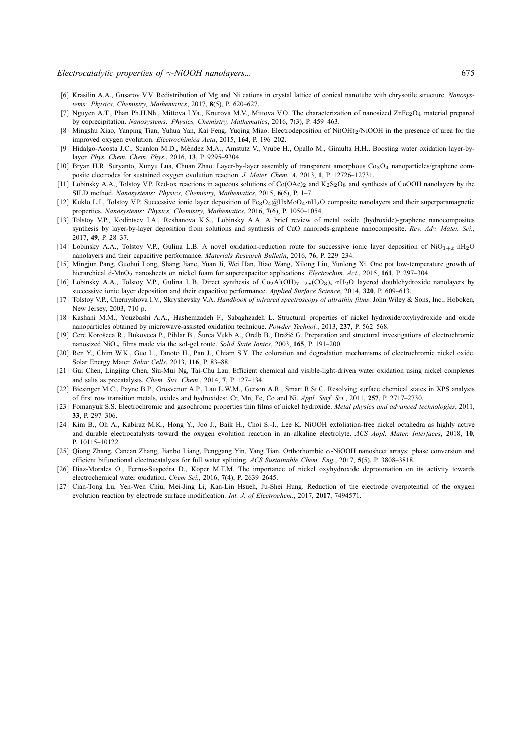[6] Krasilin A.A., Gusarov V.V. Redistribution of Mg and Ni cations in crystal lattice of conical nanotube with chrysotile structure. *Nanosystems: Physics, Chemistry, Mathematics*, 2017, **8**(5), P. 620–627.

[7] Nguyen A.T., Phan Ph.H.Nh., Mittova I.Ya., Knurova M.V., Mittova V.O. The characterization of nanosized $ZnFe_2O_4$ material prepared by coprecipitation. *Nanosystems: Physics, Chemistry, Mathematics*, 2016, **7**(3), P. 459–463.

[8] Mingshu Xiao, Yanping Tian, Yuhua Yan, Kai Feng, Yuqing Miao. Electrodeposition of $Ni(OH)_2$/NiOOH in the presence of urea for the improved oxygen evolution. *Electrochimica Acta*, 2015, **164**, P. 196–202.

[9] Hidalgo-Acosta J.C., Scanlon M.D., Méndez M.A., Amstutz V., Vrube H., Opallo M., Giraulta H.H.. Boosting water oxidation layer-by-layer. *Phys. Chem. Chem. Phys.*, 2016, **13**, P. 9295–9304.

[10] Bryan H.R. Suryanto, Xunyu Lua, Chuan Zhao. Layer-by-layer assembly of transparent amorphous $Co_3O_4$ nanoparticles/graphene composite electrodes for sustained oxygen evolution reaction. *J. Mater. Chem. A*, 2013, **1**, P. 12726–12731.

[11] Lobinsky A.A., Tolstoy V.P. Red-ox reactions in aqueous solutions of $Co(OAc)_2$ and $K_2S_2O_8$ and synthesis of CoOOH nanolayers by the SILD method. *Nanosystems: Physics, Chemistry, Mathematics*, 2015, **6**(6), P. 1–7.

[12] Kuklo L.I., Tolstoy V.P. Successive ionic layer deposition of $Fe_3O_4$@$HxMoO_4{\cdot}nH_2O$ composite nanolayers and their superparamagnetic properties. *Nanosystems: Physics, Chemistry, Mathematics*, 2016, **7**(6), P. 1050–1054.

[13] Tolstoy V.P., Kodintsev I.A., Reshanova K.S., Lobinsky A.A. A brief review of metal oxide (hydroxide)-graphene nanocomposites synthesis by layer-by-layer deposition from solutions and synthesis of CuO nanorods-graphene nanocomposite. *Rev. Adv. Mater. Sci.*, 2017, **49**, P. 28–37.

[14] Lobinsky A.A., Tolstoy V.P., Gulina L.B. A novel oxidation-reduction route for successive ionic layer deposition of $NiO_{1+x}{\cdot}nH_2O$ nanolayers and their capacitive performance. *Materials Research Bulletin*, 2016, **76**, P. 229–234.

[15] Mingjun Pang, Guohui Long, Shang Jianc, Yuan Ji, Wei Han, Biao Wang, Xilong Liu, Yunlong Xi. One pot low-temperature growth of hierarchical d-$MnO_2$ nanosheets on nickel foam for supercapacitor applications. *Electrochim. Act.*, 2015, **161**, P. 297–304.

[16] Lobinsky A.A., Tolstoy V.P., Gulina L.B. Direct synthesis of $Co_2Al(OH)_{7-2x}(CO_3)_x{\cdot}nH_2O$ layered doublehydroxide nanolayers by successive ionic layer deposition and their capacitive performance. *Applied Surface Science*, 2014, **320**, P. 609–613.

[17] Tolstoy V.P., Chernyshova I.V., Skryshevsky V.A. *Handbook of infrared spectroscopy of ultrathin films*. John Wiley & Sons, Inc., Hoboken, New Jersey, 2003, 710 p.

[18] Kashani M.M., Youzbashi A.A., Hashemzadeh F., Sabaghzadeh L. Structural properties of nickel hydroxide/oxyhydroxide and oxide nanoparticles obtained by microwave-assisted oxidation technique. *Powder Technol.*, 2013, **237**, P. 562–568.

[19] Cerc Korošeca R., Bukoveca P., Pihlar B., Šurca Vukb A., Orelb B., Dražič G. Preparation and structural investigations of electrochromic nanosized $NiO_x$ films made via the sol-gel route. *Solid State Ionics*, 2003, **165**, P. 191–200.

[20] Ren Y., Chim W.K., Guo L., Tanoto H., Pan J., Chiam S.Y. The coloration and degradation mechanisms of electrochromic nickel oxide. Solar Energy Mater. *Solar Cells*, 2013, **116**, P. 83–88.

[21] Gui Chen, Lingjing Chen, Siu-Mui Ng, Tai-Chu Lau. Efficient chemical and visible-light-driven water oxidation using nickel complexes and salts as precatalysts. *Chem. Sus. Chem.*, 2014, **7**, P. 127–134.

[22] Biesinger M.C., Payne B.P., Grosvenor A.P., Lau L.W.M., Gerson A.R., Smart R.St.C. Resolving surface chemical states in XPS analysis of first row transition metals, oxides and hydroxides: Cr, Mn, Fe, Co and Ni. *Appl. Surf. Sci.*, 2011, **257**, P. 2717–2730.

[23] Fomanyuk S.S. Electrochromic and gasochromc properties thin films of nickel hydroxide. *Metal physics and advanced technologies*, 2011, **33**, P. 297–306.

[24] Kim B., Oh A., Kabiraz M.K., Hong Y., Joo J., Baik H., Choi S.-I., Lee K. NiOOH exfoliation-free nickel octahedra as highly active and durable electrocatalysts toward the oxygen evolution reaction in an alkaline electrolyte. *ACS Appl. Mater. Interfaces*, 2018, **10**, P. 10115–10122.

[25] Qiong Zhang, Cancan Zhang, Jianbo Liang, Penggang Yin, Yang Tian. Orthorhombic $\alpha$-NiOOH nanosheet arrays: phase conversion and efficient bifunctional electrocatalysts for full water splitting. *ACS Sustainable Chem. Eng.*, 2017, **5**(5), P. 3808–3818.

[26] Diaz-Morales O., Ferrus-Suspedra D., Koper M.T.M. The importance of nickel oxyhydroxide deprotonation on its activity towards electrochemical water oxidation. *Chem Sci.*, 2016, **7**(4), P. 2639–2645.

[27] Cian-Tong Lu, Yen-Wen Chiu, Mei-Jing Li, Kan-Lin Hsueh, Ju-Shei Hung. Reduction of the electrode overpotential of the oxygen evolution reaction by electrode surface modification. *Int. J. of Electrochem.*, 2017, **2017**, 7494571.